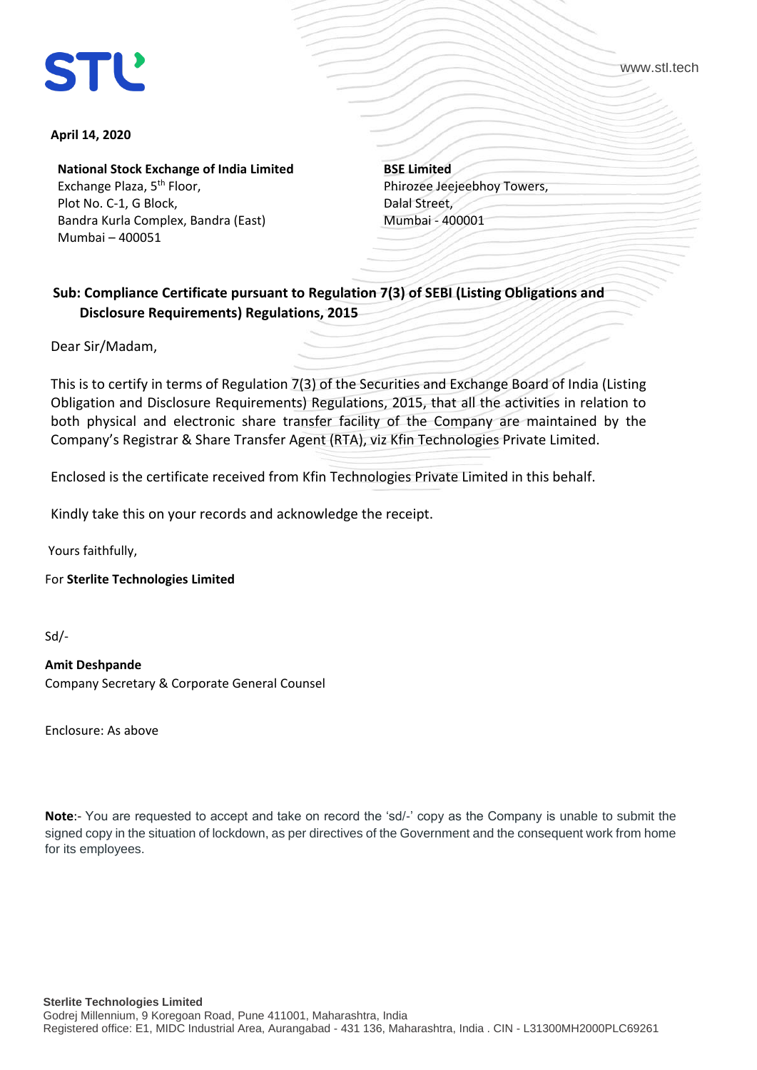STL

www.stl.tech

**April 14, 2020**

**National Stock Exchange of India Limited**
Exchange Plaza, 5th Floor,
Plot No. C-1, G Block,
Bandra Kurla Complex, Bandra (East)
Mumbai – 400051

**BSE Limited**
Phirozee Jeejeebhoy Towers,
Dalal Street,
Mumbai - 400001

**Sub: Compliance Certificate pursuant to Regulation 7(3) of SEBI (Listing Obligations and Disclosure Requirements) Regulations, 2015**

Dear Sir/Madam,

This is to certify in terms of Regulation 7(3) of the Securities and Exchange Board of India (Listing Obligation and Disclosure Requirements) Regulations, 2015, that all the activities in relation to both physical and electronic share transfer facility of the Company are maintained by the Company's Registrar & Share Transfer Agent (RTA), viz Kfin Technologies Private Limited.

Enclosed is the certificate received from Kfin Technologies Private Limited in this behalf.

Kindly take this on your records and acknowledge the receipt.

Yours faithfully,

For **Sterlite Technologies Limited**

Sd/-

**Amit Deshpande**
Company Secretary & Corporate General Counsel

Enclosure: As above

**Note**:- You are requested to accept and take on record the 'sd/-' copy as the Company is unable to submit the signed copy in the situation of lockdown, as per directives of the Government and the consequent work from home for its employees.

**Sterlite Technologies Limited**
Godrej Millennium, 9 Koregoan Road, Pune 411001, Maharashtra, India
Registered office: E1, MIDC Industrial Area, Aurangabad - 431 136, Maharashtra, India . CIN - L31300MH2000PLC69261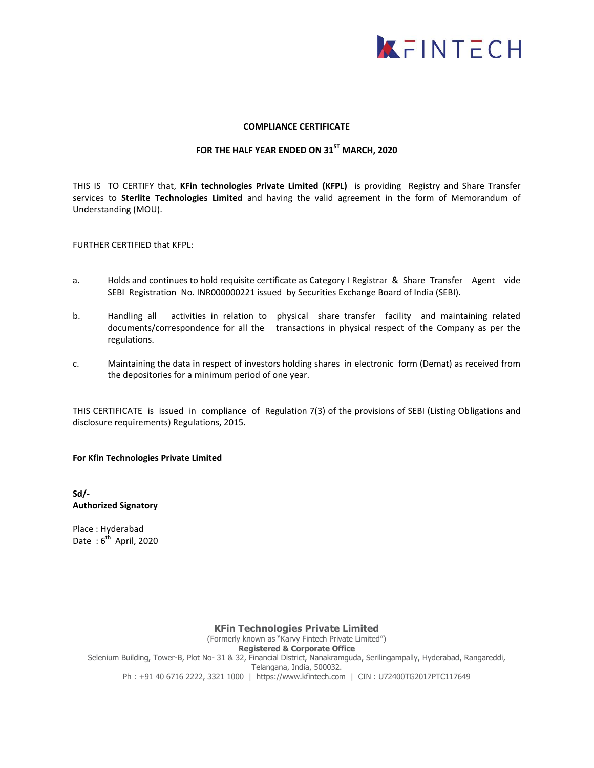**COMPLIANCE CERTIFICATE**

**FOR THE HALF YEAR ENDED ON 31ST MARCH, 2020**

THIS IS TO CERTIFY that, **KFin technologies Private Limited (KFPL)** is providing Registry and Share Transfer services to **Sterlite Technologies Limited** and having the valid agreement in the form of Memorandum of Understanding (MOU).

FURTHER CERTIFIED that KFPL:

a. Holds and continues to hold requisite certificate as Category I Registrar & Share Transfer Agent vide SEBI Registration No. INR000000221 issued by Securities Exchange Board of India (SEBI).

b. Handling all activities in relation to physical share transfer facility and maintaining related documents/correspondence for all the transactions in physical respect of the Company as per the regulations.

c. Maintaining the data in respect of investors holding shares in electronic form (Demat) as received from the depositories for a minimum period of one year.

THIS CERTIFICATE is issued in compliance of Regulation 7(3) of the provisions of SEBI (Listing Obligations and disclosure requirements) Regulations, 2015.

**For Kfin Technologies Private Limited**

**Sd/-**
**Authorized Signatory**

Place : Hyderabad
Date : 6th April, 2020

**KFin Technologies Private Limited**
(Formerly known as "Karvy Fintech Private Limited")
**Registered & Corporate Office**
Selenium Building, Tower-B, Plot No- 31 & 32, Financial District, Nanakramguda, Serilingampally, Hyderabad, Rangareddi, Telangana, India, 500032.
Ph : +91 40 6716 2222, 3321 1000 | https://www.kfintech.com | CIN : U72400TG2017PTC117649